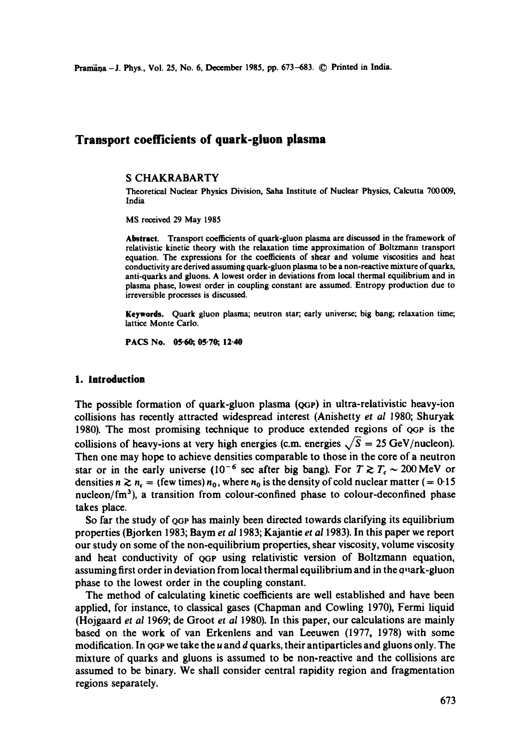# Transport coefficients of quark-gluon plasma

S CHAKRABARTY

Theoretical Nuclear Physics Division, Saha Institute of Nuclear Physics, Calcutta 700 009, India

MS received 29 May 1985

**Abstract.** Transport coefficients of quark-gluon plasma are discussed in the framework of relativistic kinetic theory with the relaxation time approximation of Boltzmann transport equation. The expressions for the coefficients of shear and volume viscosities and heat conductivity are derived assuming quark-gluon plasma to be a non-reactive mixture of quarks, anti-quarks and gluons. A lowest order in deviations from local thermal equilibrium and in plasma phase, lowest order in coupling constant are assumed. Entropy production due to irreversible processes is discussed.

**Keywords.** Quark gluon plasma; neutron star; early universe; big bang; relaxation time; lattice Monte Carlo.

**PACS No.** 05·60; 05·70; 12·40

## 1. Introduction

The possible formation of quark-gluon plasma (QGP) in ultra-relativistic heavy-ion collisions has recently attracted widespread interest (Anishetty *et al* 1980; Shuryak 1980). The most promising technique to produce extended regions of QGP is the collisions of heavy-ions at very high energies (c.m. energies $\sqrt{S} = 25$ GeV/nucleon). Then one may hope to achieve densities comparable to those in the core of a neutron star or in the early universe ($10^{-6}$ sec after big bang). For $T \gtrsim T_c \sim 200$ MeV or densities $n \gtrsim n_c =$ (few times) $n_0$, where $n_0$ is the density of cold nuclear matter ($= 0{\cdot}15$ nucleon/fm$^3$), a transition from colour-confined phase to colour-deconfined phase takes place.

So far the study of QGP has mainly been directed towards clarifying its equilibrium properties (Bjorken 1983; Baym *et al* 1983; Kajantie *et al* 1983). In this paper we report our study on some of the non-equilibrium properties, shear viscosity, volume viscosity and heat conductivity of QGP using relativistic version of Boltzmann equation, assuming first order in deviation from local thermal equilibrium and in the quark-gluon phase to the lowest order in the coupling constant.

The method of calculating kinetic coefficients are well established and have been applied, for instance, to classical gases (Chapman and Cowling 1970), Fermi liquid (Hojgaard *et al* 1969; de Groot *et al* 1980). In this paper, our calculations are mainly based on the work of van Erkenlens and van Leeuwen (1977, 1978) with some modification. In QGP we take the $u$ and $d$ quarks, their antiparticles and gluons only. The mixture of quarks and gluons is assumed to be non-reactive and the collisions are assumed to be binary. We shall consider central rapidity region and fragmentation regions separately.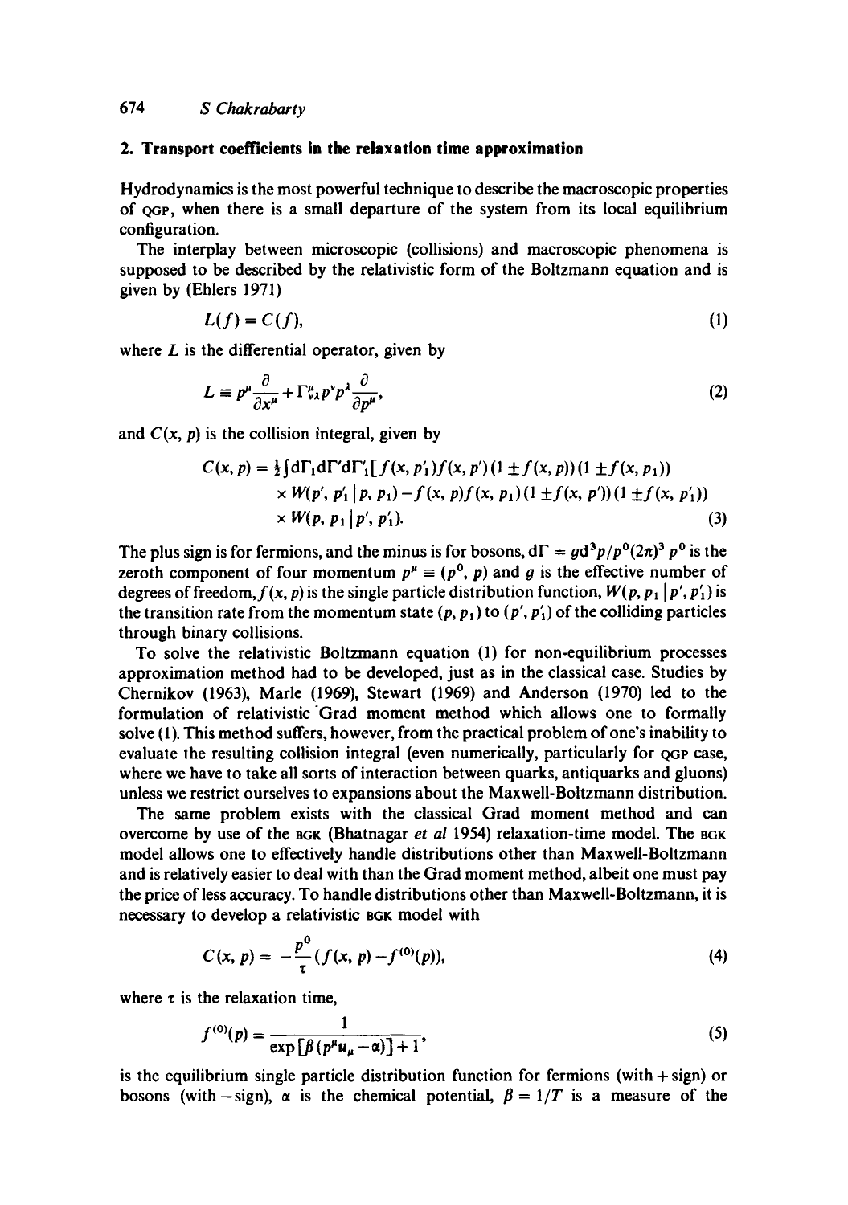## 2. Transport coefficients in the relaxation time approximation

Hydrodynamics is the most powerful technique to describe the macroscopic properties of QGP, when there is a small departure of the system from its local equilibrium configuration.

The interplay between microscopic (collisions) and macroscopic phenomena is supposed to be described by the relativistic form of the Boltzmann equation and is given by (Ehlers 1971)

$$L(f) = C(f), \tag{1}$$

where $L$ is the differential operator, given by

$$L \equiv p^{\mu}\frac{\partial}{\partial x^{\mu}} + \Gamma^{\mu}_{\nu\lambda}p^{\nu}p^{\lambda}\frac{\partial}{\partial p^{\mu}}, \tag{2}$$

and $C(x, p)$ is the collision integral, given by

$$\begin{aligned} C(x, p) = \tfrac{1}{2}\int \mathrm{d}\Gamma_1 \mathrm{d}\Gamma' \mathrm{d}\Gamma'_1 [ & f(x, p'_1) f(x, p')(1 \pm f(x, p))(1 \pm f(x, p_1)) \\ & \times W(p', p'_1 \,|\, p, p_1) - f(x, p) f(x, p_1)(1 \pm f(x, p'))(1 \pm f(x, p'_1)) \\ & \times W(p, p_1 \,|\, p', p'_1). \end{aligned} \tag{3}$$

The plus sign is for fermions, and the minus is for bosons, $\mathrm{d}\Gamma = g\mathrm{d}^3p/p^0(2\pi)^3$ $p^0$ is the zeroth component of four momentum $p^{\mu} \equiv (p^0, \mathbf{p})$ and $g$ is the effective number of degrees of freedom, $f(x, p)$ is the single particle distribution function, $W(p, p_1 \,|\, p', p'_1)$ is the transition rate from the momentum state $(p, p_1)$ to $(p', p'_1)$ of the colliding particles through binary collisions.

To solve the relativistic Boltzmann equation (1) for non-equilibrium processes approximation method had to be developed, just as in the classical case. Studies by Chernikov (1963), Marle (1969), Stewart (1969) and Anderson (1970) led to the formulation of relativistic Grad moment method which allows one to formally solve (1). This method suffers, however, from the practical problem of one's inability to evaluate the resulting collision integral (even numerically, particularly for QGP case, where we have to take all sorts of interaction between quarks, antiquarks and gluons) unless we restrict ourselves to expansions about the Maxwell-Boltzmann distribution.

The same problem exists with the classical Grad moment method and can overcome by use of the BGK (Bhatnagar *et al* 1954) relaxation-time model. The BGK model allows one to effectively handle distributions other than Maxwell-Boltzmann and is relatively easier to deal with than the Grad moment method, albeit one must pay the price of less accuracy. To handle distributions other than Maxwell-Boltzmann, it is necessary to develop a relativistic BGK model with

$$C(x, p) = -\frac{p^0}{\tau}(f(x, p) - f^{(0)}(p)), \tag{4}$$

where $\tau$ is the relaxation time,

$$f^{(0)}(p) = \frac{1}{\exp[\beta(p^{\mu}u_{\mu} - \alpha)] + 1}, \tag{5}$$

is the equilibrium single particle distribution function for fermions (with + sign) or bosons (with − sign), $\alpha$ is the chemical potential, $\beta = 1/T$ is a measure of the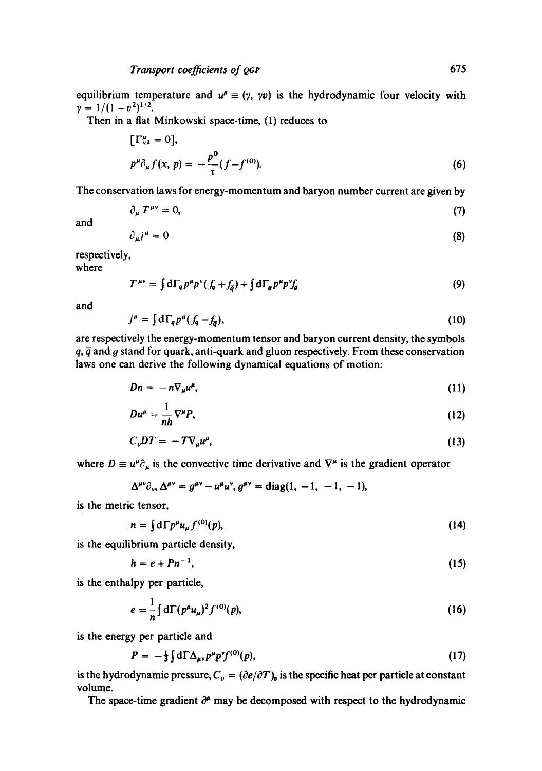equilibrium temperature and $u^\mu \equiv (\gamma, \gamma v)$ is the hydrodynamic four velocity with $\gamma = 1/(1-v^2)^{1/2}$.

Then in a flat Minkowski space-time, (1) reduces to

$$[\Gamma^\mu_{\nu\lambda} = 0],$$

$$p^\mu \partial_\mu f(x, p) = -\frac{p^0}{\tau}(f - f^{(0)}). \tag{6}$$

The conservation laws for energy-momentum and baryon number current are given by

$$\partial_\mu T^{\mu\nu} = 0, \tag{7}$$

and

$$\partial_\mu j^\mu = 0 \tag{8}$$

respectively,
where

$$T^{\mu\nu} = \int \mathrm{d}\Gamma_q p^\mu p^\nu (f_q + f_{\bar{q}}) + \int \mathrm{d}\Gamma_g p^\mu p^\nu f_g \tag{9}$$

and

$$j^\mu = \int \mathrm{d}\Gamma_q p^\mu (f_q - f_{\bar{q}}), \tag{10}$$

are respectively the energy-momentum tensor and baryon current density, the symbols $q$, $\bar{q}$ and $g$ stand for quark, anti-quark and gluon respectively. From these conservation laws one can derive the following dynamical equations of motion:

$$Dn = -n\nabla_\mu u^\mu, \tag{11}$$

$$Du^\mu = \frac{1}{nh}\nabla^\mu P, \tag{12}$$

$$C_v DT = -T\nabla_\mu u^\mu, \tag{13}$$

where $D \equiv u^\mu \partial_\mu$ is the convective time derivative and $\nabla^\mu$ is the gradient operator

$$\Delta^{\mu\nu}\partial_\nu, \Delta^{\mu\nu} = g^{\mu\nu} - u^\mu u^\nu, g^{\mu\nu} = \mathrm{diag}(1, -1, -1, -1),$$

is the metric tensor,

$$n = \int \mathrm{d}\Gamma p^\mu u_\mu f^{(0)}(p), \tag{14}$$

is the equilibrium particle density,

$$h = e + Pn^{-1}, \tag{15}$$

is the enthalpy per particle,

$$e = \frac{1}{n}\int \mathrm{d}\Gamma (p^\mu u_\mu)^2 f^{(0)}(p), \tag{16}$$

is the energy per particle and

$$P = -\tfrac{1}{3}\int \mathrm{d}\Gamma \Delta_{\mu\nu} p^\mu p^\nu f^{(0)}(p), \tag{17}$$

is the hydrodynamic pressure, $C_v = (\partial e/\partial T)_v$ is the specific heat per particle at constant volume.

The space-time gradient $\partial^\mu$ may be decomposed with respect to the hydrodynamic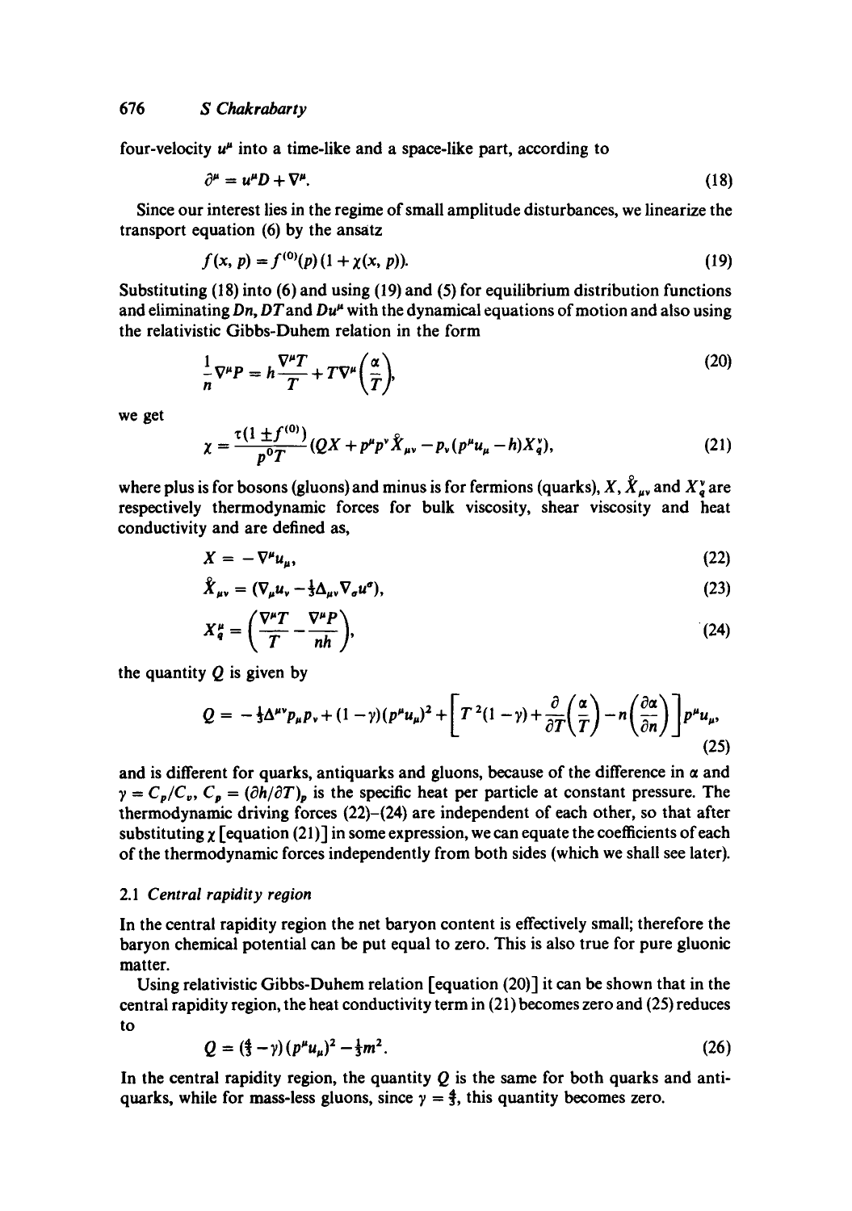four-velocity $u^\mu$ into a time-like and a space-like part, according to

$$\partial^\mu = u^\mu D + \nabla^\mu. \tag{18}$$

Since our interest lies in the regime of small amplitude disturbances, we linearize the transport equation (6) by the ansatz

$$f(x, p) = f^{(0)}(p)(1 + \chi(x, p)). \tag{19}$$

Substituting (18) into (6) and using (19) and (5) for equilibrium distribution functions and eliminating $Dn$, $DT$ and $Du^\mu$ with the dynamical equations of motion and also using the relativistic Gibbs-Duhem relation in the form

$$\frac{1}{n}\nabla^\mu P = h\frac{\nabla^\mu T}{T} + T\nabla^\mu\left(\frac{\alpha}{T}\right), \tag{20}$$

we get

$$\chi = \frac{\tau(1 \pm f^{(0)})}{p^0 T}(QX + p^\mu p^\nu \mathring{X}_{\mu\nu} - p_\nu(p^\mu u_\mu - h)X_q^\nu), \tag{21}$$

where plus is for bosons (gluons) and minus is for fermions (quarks), $X$, $\mathring{X}_{\mu\nu}$ and $X_q^\nu$ are respectively thermodynamic forces for bulk viscosity, shear viscosity and heat conductivity and are defined as,

$$X = -\nabla^\mu u_\mu, \tag{22}$$

$$\mathring{X}_{\mu\nu} = (\nabla_\mu u_\nu - \tfrac{1}{3}\Delta_{\mu\nu}\nabla_\sigma u^\sigma), \tag{23}$$

$$X_q^\mu = \left(\frac{\nabla^\mu T}{T} - \frac{\nabla^\mu P}{nh}\right), \tag{24}$$

the quantity $Q$ is given by

$$Q = -\tfrac{1}{3}\Delta^{\mu\nu}p_\mu p_\nu + (1-\gamma)(p^\mu u_\mu)^2 + \left[T^2(1-\gamma) + \frac{\partial}{\partial T}\left(\frac{\alpha}{T}\right) - n\left(\frac{\partial \alpha}{\partial n}\right)\right]p^\mu u_\mu, \tag{25}$$

and is different for quarks, antiquarks and gluons, because of the difference in $\alpha$ and $\gamma = C_p/C_v$, $C_p = (\partial h/\partial T)_p$ is the specific heat per particle at constant pressure. The thermodynamic driving forces (22)–(24) are independent of each other, so that after substituting $\chi$ [equation (21)] in some expression, we can equate the coefficients of each of the thermodynamic forces independently from both sides (which we shall see later).

### 2.1 *Central rapidity region*

In the central rapidity region the net baryon content is effectively small; therefore the baryon chemical potential can be put equal to zero. This is also true for pure gluonic matter.

Using relativistic Gibbs-Duhem relation [equation (20)] it can be shown that in the central rapidity region, the heat conductivity term in (21) becomes zero and (25) reduces to

$$Q = (\tfrac{4}{3} - \gamma)(p^\mu u_\mu)^2 - \tfrac{1}{3}m^2. \tag{26}$$

In the central rapidity region, the quantity $Q$ is the same for both quarks and antiquarks, while for mass-less gluons, since $\gamma = \tfrac{4}{3}$, this quantity becomes zero.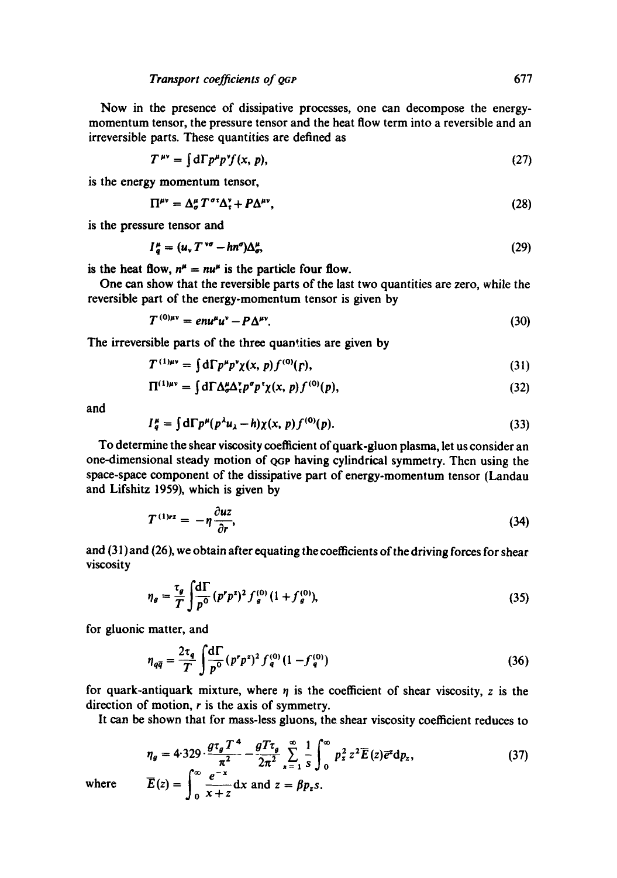Now in the presence of dissipative processes, one can decompose the energy-momentum tensor, the pressure tensor and the heat flow term into a reversible and an irreversible parts. These quantities are defined as

$$T^{\mu\nu} = \int \mathrm{d}\Gamma p^{\mu} p^{\nu} f(x, p), \tag{27}$$

is the energy momentum tensor,

$$\Pi^{\mu\nu} = \Delta^{\mu}_{\sigma} T^{\sigma\tau} \Delta^{\nu}_{\tau} + P\Delta^{\mu\nu}, \tag{28}$$

is the pressure tensor and

$$I^{\mu}_{q} = (u_{\nu} T^{\nu\sigma} - hn^{\sigma})\Delta^{\mu}_{\sigma}, \tag{29}$$

is the heat flow, $n^{\mu} = nu^{\mu}$ is the particle four flow.

One can show that the reversible parts of the last two quantities are zero, while the reversible part of the energy-momentum tensor is given by

$$T^{(0)\mu\nu} = enu^{\mu}u^{\nu} - P\Delta^{\mu\nu}. \tag{30}$$

The irreversible parts of the three quantities are given by

$$T^{(1)\mu\nu} = \int \mathrm{d}\Gamma p^{\mu} p^{\nu} \chi(x, p) f^{(0)}(p), \tag{31}$$

$$\Pi^{(1)\mu\nu} = \int \mathrm{d}\Gamma \Delta^{\mu}_{\sigma} \Delta^{\nu}_{\tau} p^{\sigma} p^{\tau} \chi(x, p) f^{(0)}(p), \tag{32}$$

and

$$I^{\mu}_{q} = \int \mathrm{d}\Gamma p^{\mu}(p^{\lambda} u_{\lambda} - h)\chi(x, p) f^{(0)}(p). \tag{33}$$

To determine the shear viscosity coefficient of quark-gluon plasma, let us consider an one-dimensional steady motion of QGP having cylindrical symmetry. Then using the space-space component of the dissipative part of energy-momentum tensor (Landau and Lifshitz 1959), which is given by

$$T^{(1)rz} = -\eta \frac{\partial uz}{\partial r}, \tag{34}$$

and (31) and (26), we obtain after equating the coefficients of the driving forces for shear viscosity

$$\eta_{g} = \frac{\tau_{g}}{T} \int \frac{\mathrm{d}\Gamma}{p^{0}} (p^{r} p^{z})^{2} f^{(0)}_{g} (1 + f^{(0)}_{g}), \tag{35}$$

for gluonic matter, and

$$\eta_{q\bar{q}} = \frac{2\tau_{q}}{T} \int \frac{\mathrm{d}\Gamma}{p^{0}} (p^{r} p^{z})^{2} f^{(0)}_{q} (1 - f^{(0)}_{q}) \tag{36}$$

for quark-antiquark mixture, where $\eta$ is the coefficient of shear viscosity, $z$ is the direction of motion, $r$ is the axis of symmetry.

It can be shown that for mass-less gluons, the shear viscosity coefficient reduces to

$$\eta_{g} = 4{\cdot}329 \cdot \frac{g\tau_{g} T^{4}}{\pi^{2}} - \frac{gT\tau_{g}}{2\pi^{2}} \sum_{s=1}^{\infty} \frac{1}{s} \int_{0}^{\infty} p_{z}^{2} z^{2} \bar{E}(z) \bar{e}^{z} \mathrm{d}p_{z}, \tag{37}$$

where $\quad \bar{E}(z) = \int_{0}^{\infty} \frac{e^{-x}}{x+z} \mathrm{d}x$ and $z = \beta p_{z} s$.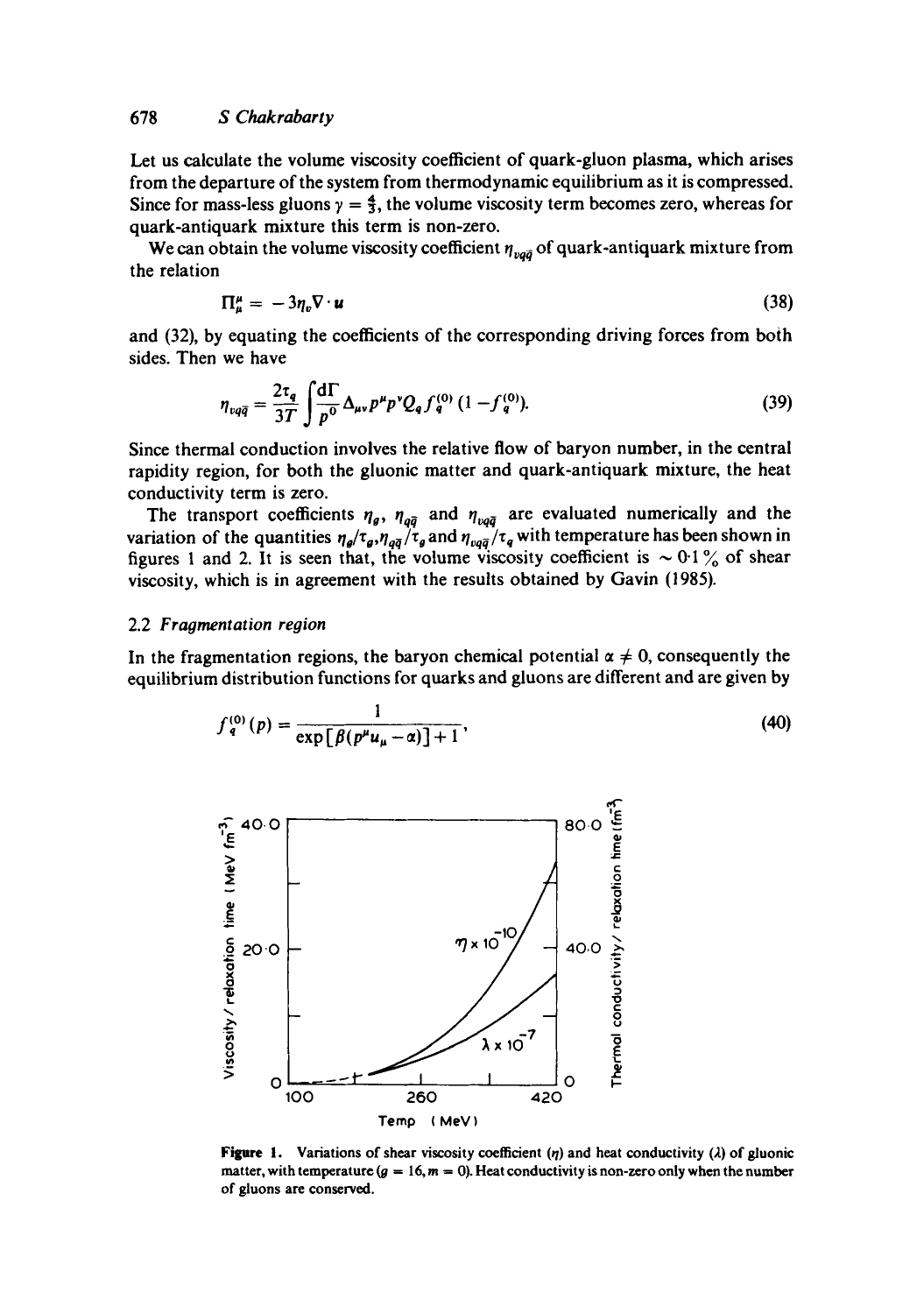Let us calculate the volume viscosity coefficient of quark-gluon plasma, which arises from the departure of the system from thermodynamic equilibrium as it is compressed. Since for mass-less gluons $\gamma = \frac{4}{3}$, the volume viscosity term becomes zero, whereas for quark-antiquark mixture this term is non-zero.

We can obtain the volume viscosity coefficient $\eta_{vq\bar{q}}$ of quark-antiquark mixture from the relation

$$\Pi^{\mu}_{\mu} = -3\eta_v \nabla \cdot \mathbf{u} \tag{38}$$

and (32), by equating the coefficients of the corresponding driving forces from both sides. Then we have

$$\eta_{vq\bar{q}} = \frac{2\tau_q}{3T} \int \frac{d\Gamma}{p^0} \Delta_{\mu\nu} p^\mu p^\nu Q_q f_q^{(0)} (1 - f_q^{(0)}). \tag{39}$$

Since thermal conduction involves the relative flow of baryon number, in the central rapidity region, for both the gluonic matter and quark-antiquark mixture, the heat conductivity term is zero.

The transport coefficients $\eta_g$, $\eta_{q\bar{q}}$ and $\eta_{vq\bar{q}}$ are evaluated numerically and the variation of the quantities $\eta_g/\tau_g, \eta_{q\bar{q}}/\tau_g$ and $\eta_{vq\bar{q}}/\tau_q$ with temperature has been shown in figures 1 and 2. It is seen that, the volume viscosity coefficient is $\sim 0.1\,\%$ of shear viscosity, which is in agreement with the results obtained by Gavin (1985).

### 2.2 *Fragmentation region*

In the fragmentation regions, the baryon chemical potential $\alpha \neq 0$, consequently the equilibrium distribution functions for quarks and gluons are different and are given by

$$f_q^{(0)}(p) = \frac{1}{\exp[\beta(p^\mu u_\mu - \alpha)] + 1}, \tag{40}$$

**Figure 1.** Variations of shear viscosity coefficient ($\eta$) and heat conductivity ($\lambda$) of gluonic matter, with temperature ($g = 16, m = 0$). Heat conductivity is non-zero only when the number of gluons are conserved.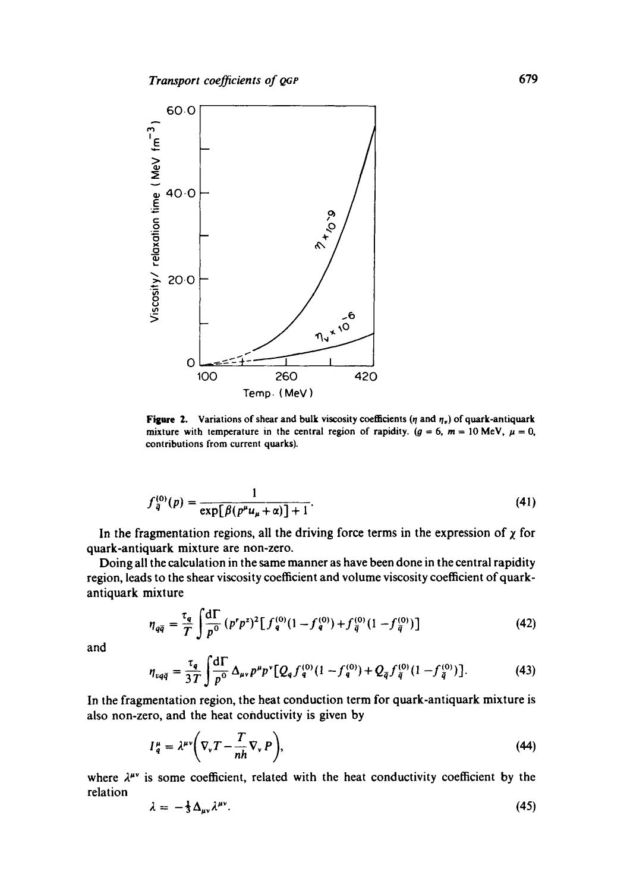**Figure 2.** Variations of shear and bulk viscosity coefficients ($\eta$ and $\eta_v$) of quark-antiquark mixture with temperature in the central region of rapidity. ($g = 6$, $m = 10$ MeV, $\mu = 0$, contributions from current quarks).

$$f_{\bar{q}}^{(0)}(p) = \frac{1}{\exp[\beta(p^\mu u_\mu + \alpha)] + 1}. \tag{41}$$

In the fragmentation regions, all the driving force terms in the expression of $\chi$ for quark-antiquark mixture are non-zero.

Doing all the calculation in the same manner as have been done in the central rapidity region, leads to the shear viscosity coefficient and volume viscosity coefficient of quark-antiquark mixture

$$\eta_{q\bar{q}} = \frac{\tau_q}{T} \int \frac{\mathrm{d}\Gamma}{p^0} (p^r p^z)^2 [f_q^{(0)}(1 - f_q^{(0)}) + f_{\bar{q}}^{(0)}(1 - f_{\bar{q}}^{(0)})] \tag{42}$$

and

$$\eta_{vq\bar{q}} = \frac{\tau_q}{3T} \int \frac{\mathrm{d}\Gamma}{p^0} \Delta_{\mu\nu} p^\mu p^\nu [Q_q f_q^{(0)}(1 - f_q^{(0)}) + Q_{\bar{q}} f_{\bar{q}}^{(0)}(1 - f_{\bar{q}}^{(0)})]. \tag{43}$$

In the fragmentation region, the heat conduction term for quark-antiquark mixture is also non-zero, and the heat conductivity is given by

$$I_q^\mu = \lambda^{\mu\nu}\left(\nabla_\nu T - \frac{T}{nh} \nabla_\nu P\right), \tag{44}$$

where $\lambda^{\mu\nu}$ is some coefficient, related with the heat conductivity coefficient by the relation

$$\lambda = -\tfrac{1}{3} \Delta_{\mu\nu} \lambda^{\mu\nu}. \tag{45}$$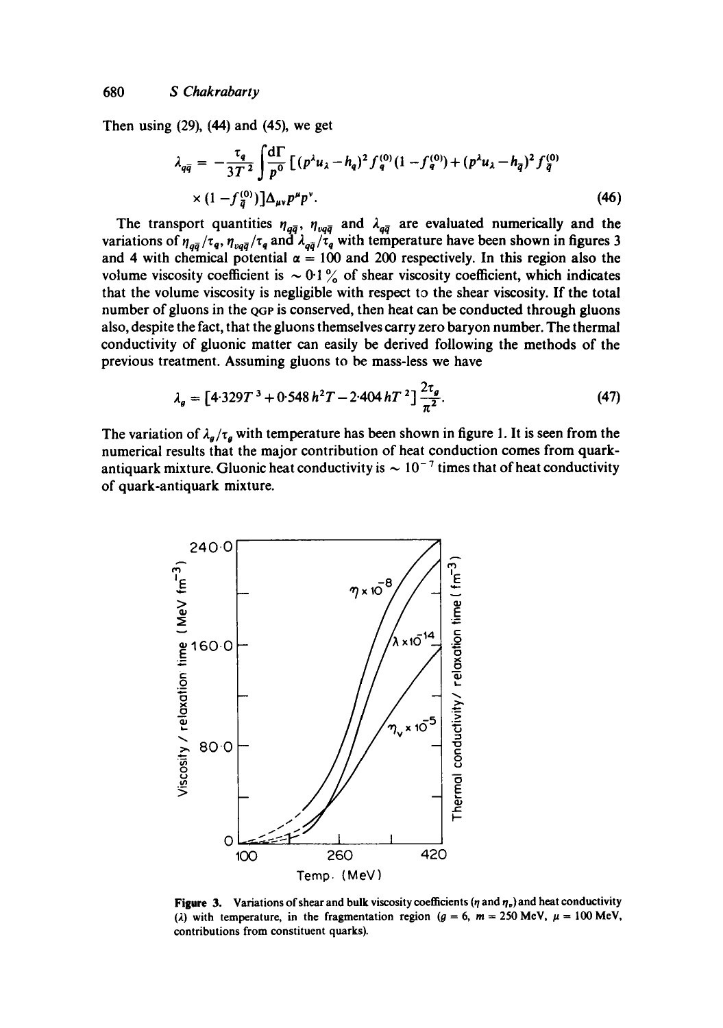Then using (29), (44) and (45), we get

$$\lambda_{q\bar{q}} = -\frac{\tau_q}{3T^2}\int \frac{d\Gamma}{p^0}\left[(p^\lambda u_\lambda - h_q)^2 f_q^{(0)}(1 - f_q^{(0)}) + (p^\lambda u_\lambda - h_{\bar{q}})^2 f_{\bar{q}}^{(0)} \times (1 - f_{\bar{q}}^{(0)})\right]\Delta_{\mu\nu}p^\mu p^\nu. \tag{46}$$

The transport quantities $\eta_{q\bar{q}}$, $\eta_{vq\bar{q}}$ and $\lambda_{q\bar{q}}$ are evaluated numerically and the variations of $\eta_{q\bar{q}}/\tau_q$, $\eta_{vq\bar{q}}/\tau_q$ and $\lambda_{q\bar{q}}/\tau_q$ with temperature have been shown in figures 3 and 4 with chemical potential $\alpha = 100$ and 200 respectively. In this region also the volume viscosity coefficient is $\sim 0.1\%$ of shear viscosity coefficient, which indicates that the volume viscosity is negligible with respect to the shear viscosity. If the total number of gluons in the QGP is conserved, then heat can be conducted through gluons also, despite the fact, that the gluons themselves carry zero baryon number. The thermal conductivity of gluonic matter can easily be derived following the methods of the previous treatment. Assuming gluons to be mass-less we have

$$\lambda_g = [4.329T^3 + 0.548\,h^2T - 2.404\,hT^2]\frac{2\tau_g}{\pi^2}. \tag{47}$$

The variation of $\lambda_g/\tau_g$ with temperature has been shown in figure 1. It is seen from the numerical results that the major contribution of heat conduction comes from quark-antiquark mixture. Gluonic heat conductivity is $\sim 10^{-7}$ times that of heat conductivity of quark-antiquark mixture.

**Figure 3.** Variations of shear and bulk viscosity coefficients ($\eta$ and $\eta_v$) and heat conductivity ($\lambda$) with temperature, in the fragmentation region ($g = 6$, $m = 250$ MeV, $\mu = 100$ MeV, contributions from constituent quarks).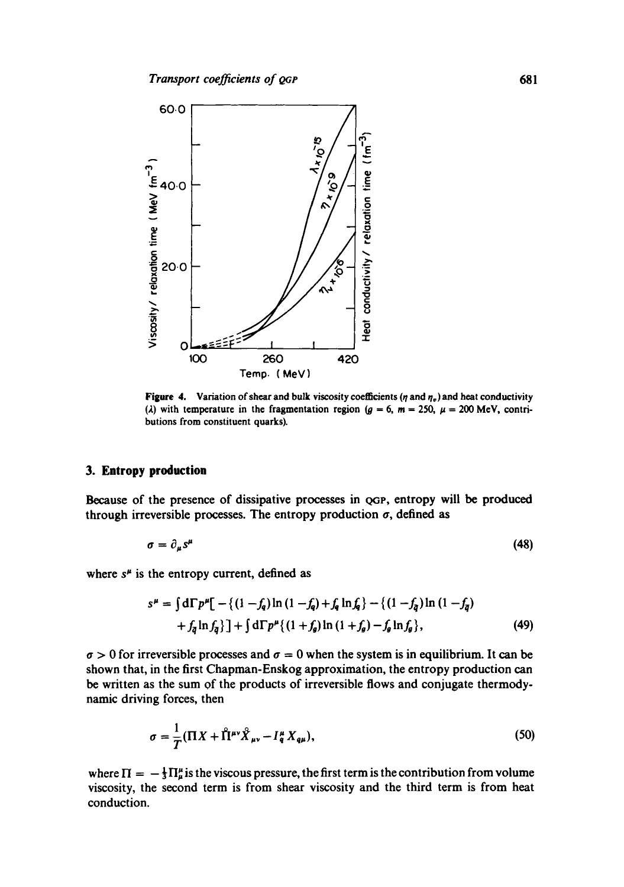Figure 4. Variation of shear and bulk viscosity coefficients ($\eta$ and $\eta_v$) and heat conductivity ($\lambda$) with temperature in the fragmentation region ($g = 6$, $m = 250$, $\mu = 200$ MeV, contributions from constituent quarks).

## 3. Entropy production

Because of the presence of dissipative processes in QGP, entropy will be produced through irreversible processes. The entropy production $\sigma$, defined as

$$\sigma = \partial_\mu s^\mu \tag{48}$$

where $s^\mu$ is the entropy current, defined as

$$\begin{aligned} s^\mu = \int \mathrm{d}\Gamma p^\mu [ &- \{(1-f_q)\ln(1-f_q) + f_q \ln f_q\} - \{(1-f_{\bar{q}})\ln(1-f_{\bar{q}}) \\ &+ f_{\bar{q}} \ln f_{\bar{q}}\}] + \int \mathrm{d}\Gamma p^\mu \{(1+f_g)\ln(1+f_g) - f_g \ln f_g\}, \end{aligned} \tag{49}$$

$\sigma > 0$ for irreversible processes and $\sigma = 0$ when the system is in equilibrium. It can be shown that, in the first Chapman-Enskog approximation, the entropy production can be written as the sum of the products of irreversible flows and conjugate thermodynamic driving forces, then

$$\sigma = \frac{1}{T}(\Pi X + \mathring{\Pi}^{\mu\nu} \mathring{X}_{\mu\nu} - I_q^\mu X_{q\mu}), \tag{50}$$

where $\Pi = -\frac{1}{3}\Pi_\mu^\mu$ is the viscous pressure, the first term is the contribution from volume viscosity, the second term is from shear viscosity and the third term is from heat conduction.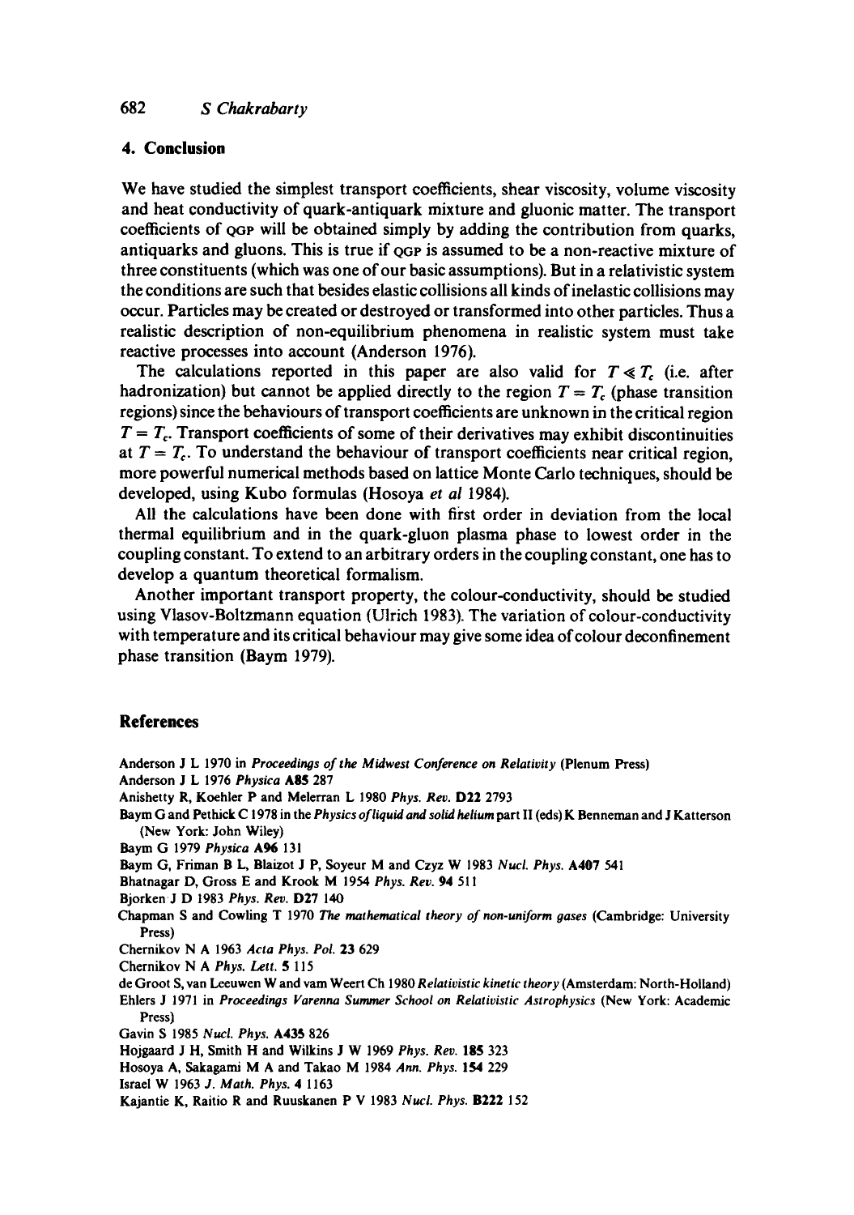## 4. Conclusion

We have studied the simplest transport coefficients, shear viscosity, volume viscosity and heat conductivity of quark-antiquark mixture and gluonic matter. The transport coefficients of QGP will be obtained simply by adding the contribution from quarks, antiquarks and gluons. This is true if QGP is assumed to be a non-reactive mixture of three constituents (which was one of our basic assumptions). But in a relativistic system the conditions are such that besides elastic collisions all kinds of inelastic collisions may occur. Particles may be created or destroyed or transformed into other particles. Thus a realistic description of non-equilibrium phenomena in realistic system must take reactive processes into account (Anderson 1976).

The calculations reported in this paper are also valid for $T \ll T_c$ (i.e. after hadronization) but cannot be applied directly to the region $T = T_c$ (phase transition regions) since the behaviours of transport coefficients are unknown in the critical region $T = T_c$. Transport coefficients of some of their derivatives may exhibit discontinuities at $T = T_c$. To understand the behaviour of transport coefficients near critical region, more powerful numerical methods based on lattice Monte Carlo techniques, should be developed, using Kubo formulas (Hosoya *et al* 1984).

All the calculations have been done with first order in deviation from the local thermal equilibrium and in the quark-gluon plasma phase to lowest order in the coupling constant. To extend to an arbitrary orders in the coupling constant, one has to develop a quantum theoretical formalism.

Another important transport property, the colour-conductivity, should be studied using Vlasov-Boltzmann equation (Ulrich 1983). The variation of colour-conductivity with temperature and its critical behaviour may give some idea of colour deconfinement phase transition (Baym 1979).

## References

Anderson J L 1970 in *Proceedings of the Midwest Conference on Relativity* (Plenum Press)

Anderson J L 1976 *Physica* **A85** 287

Anishetty R, Koehler P and Melerran L 1980 *Phys. Rev.* **D22** 2793

Baym G and Pethick C 1978 in the *Physics of liquid and solid helium* part II (eds) K Benneman and J Katterson (New York: John Wiley)

Baym G 1979 *Physica* **A96** 131

Baym G, Friman B L, Blaizot J P, Soyeur M and Czyz W 1983 *Nucl. Phys.* **A407** 541

Bhatnagar D, Gross E and Krook M 1954 *Phys. Rev.* **94** 511

Bjorken J D 1983 *Phys. Rev.* **D27** 140

Chapman S and Cowling T 1970 *The mathematical theory of non-uniform gases* (Cambridge: University Press)

Chernikov N A 1963 *Acta Phys. Pol.* **23** 629

Chernikov N A *Phys. Lett.* **5** 115

de Groot S, van Leeuwen W and vam Weert Ch 1980 *Relativistic kinetic theory* (Amsterdam: North-Holland)

Ehlers J 1971 in *Proceedings Varenna Summer School on Relativistic Astrophysics* (New York: Academic Press)

Gavin S 1985 *Nucl. Phys.* **A435** 826

Hojgaard J H, Smith H and Wilkins J W 1969 *Phys. Rev.* **185** 323

Hosoya A, Sakagami M A and Takao M 1984 *Ann. Phys.* **154** 229

Israel W 1963 *J. Math. Phys.* **4** 1163

Kajantie K, Raitio R and Ruuskanen P V 1983 *Nucl. Phys.* **B222** 152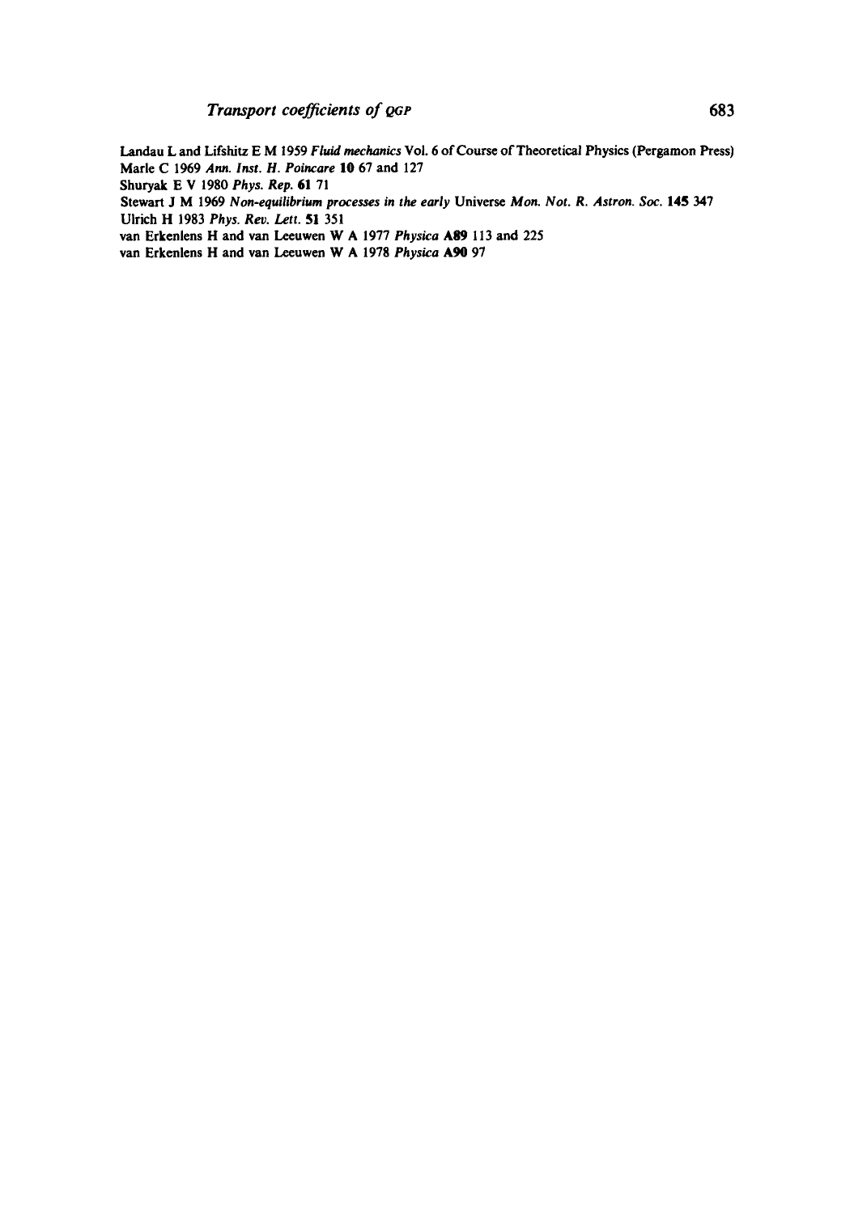Landau L and Lifshitz E M 1959 *Fluid mechanics* Vol. 6 of Course of Theoretical Physics (Pergamon Press)
Marle C 1969 *Ann. Inst. H. Poincare* **10** 67 and 127
Shuryak E V 1980 *Phys. Rep.* **61** 71
Stewart J M 1969 *Non-equilibrium processes in the early* Universe *Mon. Not. R. Astron. Soc.* **145** 347
Ulrich H 1983 *Phys. Rev. Lett.* **51** 351
van Erkenlens H and van Leeuwen W A 1977 *Physica* **A89** 113 and 225
van Erkenlens H and van Leeuwen W A 1978 *Physica* **A90** 97